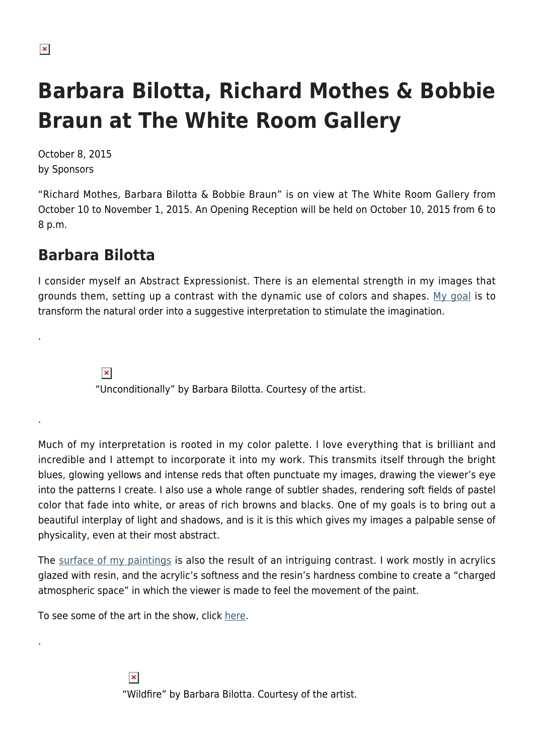# Barbara Bilotta, Richard Mothes & Bobbie Braun at The White Room Gallery

October 8, 2015
by Sponsors

"Richard Mothes, Barbara Bilotta & Bobbie Braun" is on view at The White Room Gallery from October 10 to November 1, 2015. An Opening Reception will be held on October 10, 2015 from 6 to 8 p.m.

## Barbara Bilotta

I consider myself an Abstract Expressionist. There is an elemental strength in my images that grounds them, setting up a contrast with the dynamic use of colors and shapes. My goal is to transform the natural order into a suggestive interpretation to stimulate the imagination.

.

"Unconditionally" by Barbara Bilotta. Courtesy of the artist.

.

Much of my interpretation is rooted in my color palette. I love everything that is brilliant and incredible and I attempt to incorporate it into my work. This transmits itself through the bright blues, glowing yellows and intense reds that often punctuate my images, drawing the viewer's eye into the patterns I create. I also use a whole range of subtler shades, rendering soft fields of pastel color that fade into white, or areas of rich browns and blacks. One of my goals is to bring out a beautiful interplay of light and shadows, and is it is this which gives my images a palpable sense of physicality, even at their most abstract.

The surface of my paintings is also the result of an intriguing contrast. I work mostly in acrylics glazed with resin, and the acrylic's softness and the resin's hardness combine to create a "charged atmospheric space" in which the viewer is made to feel the movement of the paint.

To see some of the art in the show, click here.

.

"Wildfire" by Barbara Bilotta. Courtesy of the artist.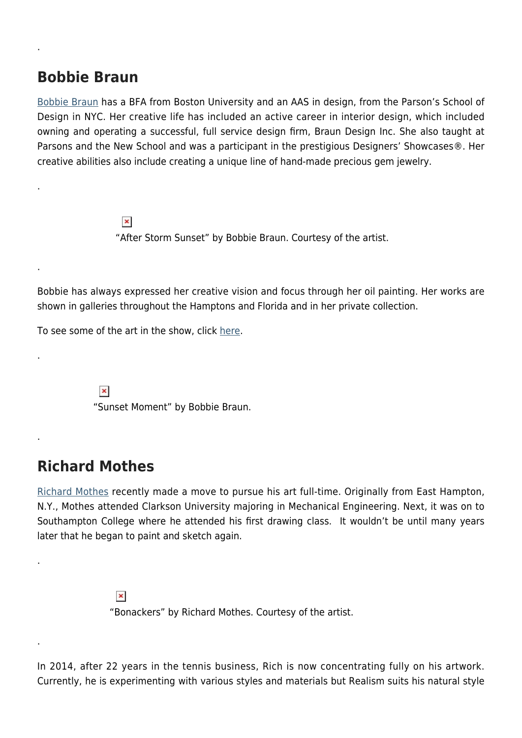.

## Bobbie Braun

Bobbie Braun has a BFA from Boston University and an AAS in design, from the Parson's School of Design in NYC. Her creative life has included an active career in interior design, which included owning and operating a successful, full service design firm, Braun Design Inc. She also taught at Parsons and the New School and was a participant in the prestigious Designers' Showcases®. Her creative abilities also include creating a unique line of hand-made precious gem jewelry.

.

"After Storm Sunset" by Bobbie Braun. Courtesy of the artist.

.

Bobbie has always expressed her creative vision and focus through her oil painting. Her works are shown in galleries throughout the Hamptons and Florida and in her private collection.

To see some of the art in the show, click here.

.

"Sunset Moment" by Bobbie Braun.

.

## Richard Mothes

Richard Mothes recently made a move to pursue his art full-time. Originally from East Hampton, N.Y., Mothes attended Clarkson University majoring in Mechanical Engineering. Next, it was on to Southampton College where he attended his first drawing class. It wouldn't be until many years later that he began to paint and sketch again.

.

"Bonackers" by Richard Mothes. Courtesy of the artist.

.

In 2014, after 22 years in the tennis business, Rich is now concentrating fully on his artwork. Currently, he is experimenting with various styles and materials but Realism suits his natural style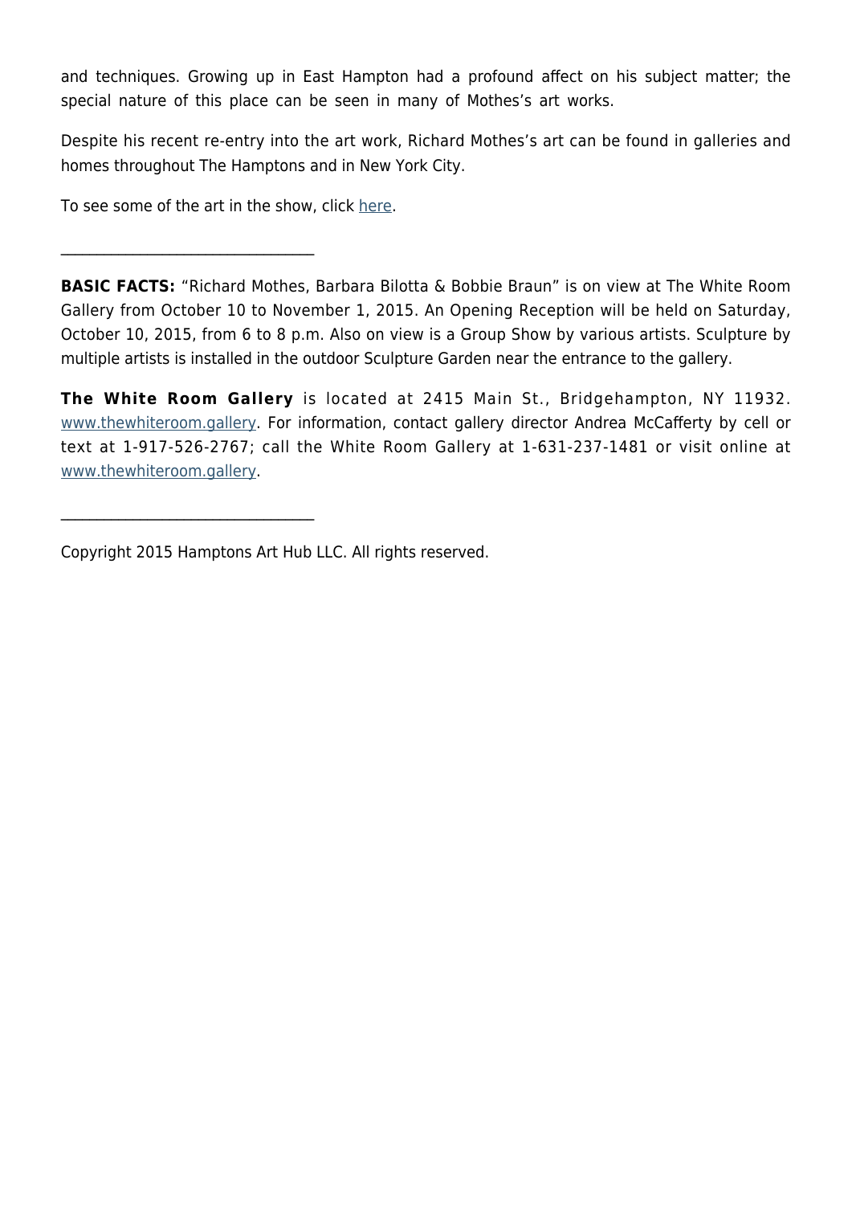and techniques. Growing up in East Hampton had a profound affect on his subject matter; the special nature of this place can be seen in many of Mothes's art works.

Despite his recent re-entry into the art work, Richard Mothes's art can be found in galleries and homes throughout The Hamptons and in New York City.

To see some of the art in the show, click here.

\_\_\_\_\_\_\_\_\_\_\_\_\_\_\_\_\_\_\_\_\_\_\_\_\_\_\_\_\_\_\_\_\_\_

**BASIC FACTS:** "Richard Mothes, Barbara Bilotta & Bobbie Braun" is on view at The White Room Gallery from October 10 to November 1, 2015. An Opening Reception will be held on Saturday, October 10, 2015, from 6 to 8 p.m. Also on view is a Group Show by various artists. Sculpture by multiple artists is installed in the outdoor Sculpture Garden near the entrance to the gallery.

**The White Room Gallery** is located at 2415 Main St., Bridgehampton, NY 11932. www.thewhiteroom.gallery. For information, contact gallery director Andrea McCafferty by cell or text at 1-917-526-2767; call the White Room Gallery at 1-631-237-1481 or visit online at www.thewhiteroom.gallery.

\_\_\_\_\_\_\_\_\_\_\_\_\_\_\_\_\_\_\_\_\_\_\_\_\_\_\_\_\_\_\_\_\_\_

Copyright 2015 Hamptons Art Hub LLC. All rights reserved.